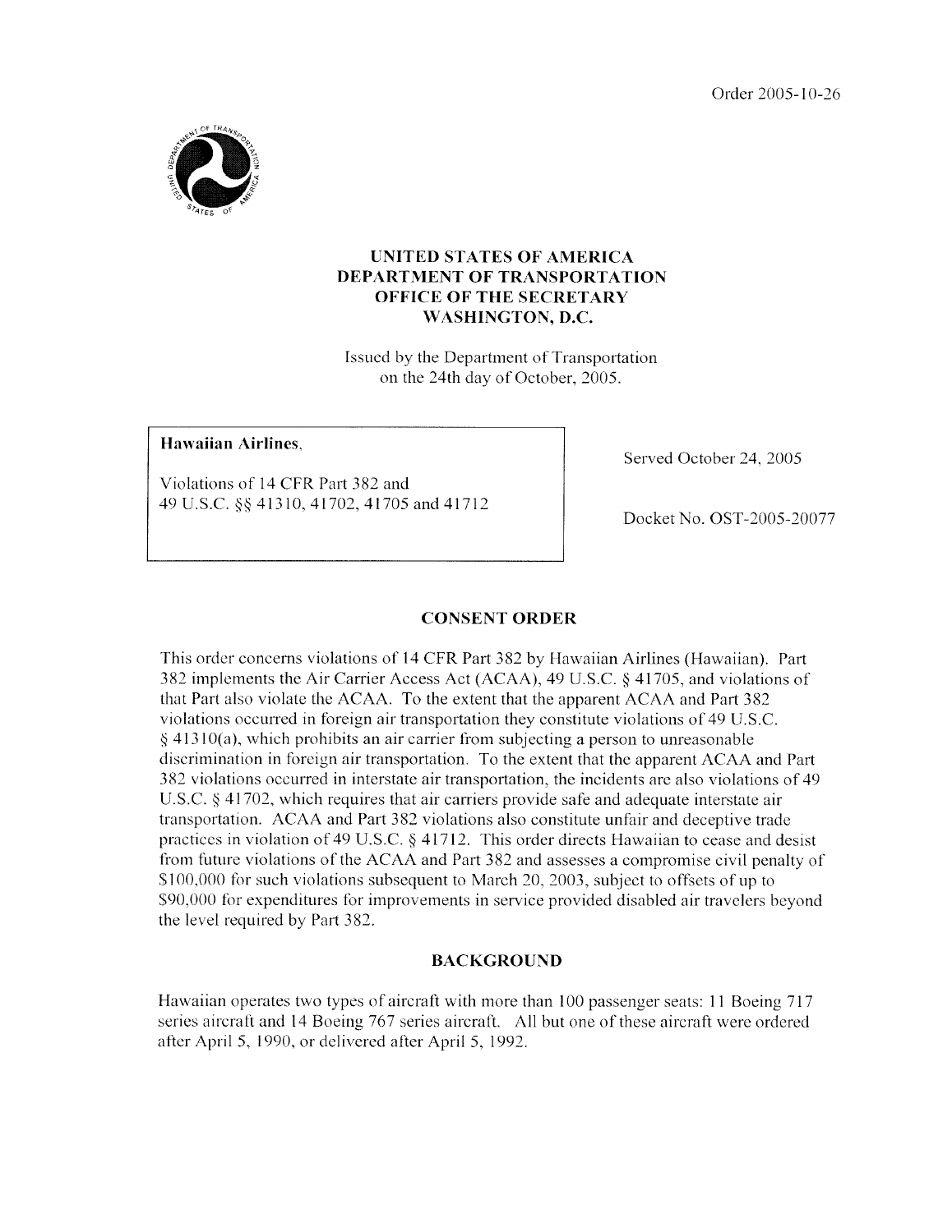Order 2005-10-26

# UNITED STATES OF AMERICA
# DEPARTMENT OF TRANSPORTATION
# OFFICE OF THE SECRETARY
# WASHINGTON, D.C.

Issued by the Department of Transportation on the 24th day of October, 2005.

| | |
|---|---|
| **Hawaiian Airlines,**<br><br>Violations of 14 CFR Part 382 and 49 U.S.C. §§ 41310, 41702, 41705 and 41712 | Served October 24, 2005<br><br>Docket No. OST-2005-20077 |

## CONSENT ORDER

This order concerns violations of 14 CFR Part 382 by Hawaiian Airlines (Hawaiian). Part 382 implements the Air Carrier Access Act (ACAA), 49 U.S.C. § 41705, and violations of that Part also violate the ACAA. To the extent that the apparent ACAA and Part 382 violations occurred in foreign air transportation they constitute violations of 49 U.S.C. § 41310(a), which prohibits an air carrier from subjecting a person to unreasonable discrimination in foreign air transportation. To the extent that the apparent ACAA and Part 382 violations occurred in interstate air transportation, the incidents are also violations of 49 U.S.C. § 41702, which requires that air carriers provide safe and adequate interstate air transportation. ACAA and Part 382 violations also constitute unfair and deceptive trade practices in violation of 49 U.S.C. § 41712. This order directs Hawaiian to cease and desist from future violations of the ACAA and Part 382 and assesses a compromise civil penalty of $100,000 for such violations subsequent to March 20, 2003, subject to offsets of up to $90,000 for expenditures for improvements in service provided disabled air travelers beyond the level required by Part 382.

## BACKGROUND

Hawaiian operates two types of aircraft with more than 100 passenger seats: 11 Boeing 717 series aircraft and 14 Boeing 767 series aircraft. All but one of these aircraft were ordered after April 5, 1990, or delivered after April 5, 1992.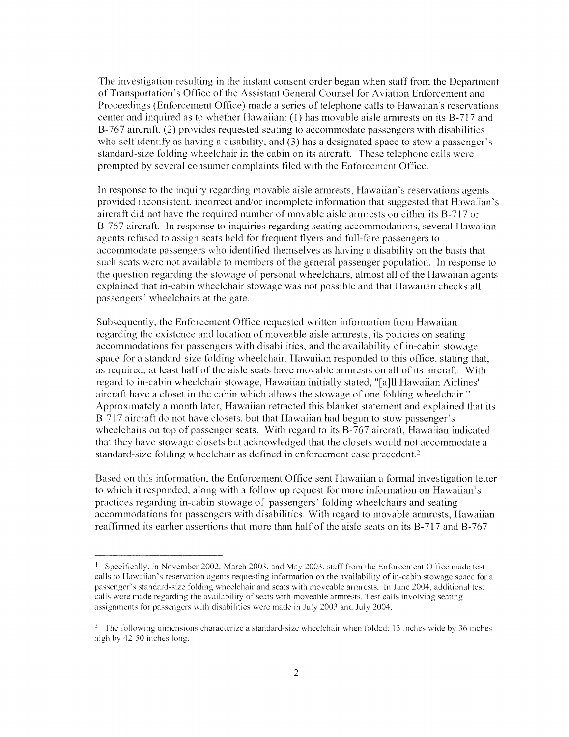The investigation resulting in the instant consent order began when staff from the Department of Transportation's Office of the Assistant General Counsel for Aviation Enforcement and Proceedings (Enforcement Office) made a series of telephone calls to Hawaiian's reservations center and inquired as to whether Hawaiian: (1) has movable aisle armrests on its B-717 and B-767 aircraft, (2) provides requested seating to accommodate passengers with disabilities who self identify as having a disability, and (3) has a designated space to stow a passenger's standard-size folding wheelchair in the cabin on its aircraft.[1] These telephone calls were prompted by several consumer complaints filed with the Enforcement Office.

In response to the inquiry regarding movable aisle armrests, Hawaiian's reservations agents provided inconsistent, incorrect and/or incomplete information that suggested that Hawaiian's aircraft did not have the required number of movable aisle armrests on either its B-717 or B-767 aircraft. In response to inquiries regarding seating accommodations, several Hawaiian agents refused to assign seats held for frequent flyers and full-fare passengers to accommodate passengers who identified themselves as having a disability on the basis that such seats were not available to members of the general passenger population. In response to the question regarding the stowage of personal wheelchairs, almost all of the Hawaiian agents explained that in-cabin wheelchair stowage was not possible and that Hawaiian checks all passengers' wheelchairs at the gate.

Subsequently, the Enforcement Office requested written information from Hawaiian regarding the existence and location of moveable aisle armrests, its policies on seating accommodations for passengers with disabilities, and the availability of in-cabin stowage space for a standard-size folding wheelchair. Hawaiian responded to this office, stating that, as required, at least half of the aisle seats have movable armrests on all of its aircraft. With regard to in-cabin wheelchair stowage, Hawaiian initially stated, "[a]ll Hawaiian Airlines' aircraft have a closet in the cabin which allows the stowage of one folding wheelchair." Approximately a month later, Hawaiian retracted this blanket statement and explained that its B-717 aircraft do not have closets, but that Hawaiian had begun to stow passenger's wheelchairs on top of passenger seats. With regard to its B-767 aircraft, Hawaiian indicated that they have stowage closets but acknowledged that the closets would not accommodate a standard-size folding wheelchair as defined in enforcement case precedent.[2]

Based on this information, the Enforcement Office sent Hawaiian a formal investigation letter to which it responded, along with a follow up request for more information on Hawaiian's practices regarding in-cabin stowage of passengers' folding wheelchairs and seating accommodations for passengers with disabilities. With regard to movable armrests, Hawaiian reaffirmed its earlier assertions that more than half of the aisle seats on its B-717 and B-767

---

[1] Specifically, in November 2002, March 2003, and May 2003, staff from the Enforcement Office made test calls to Hawaiian's reservation agents requesting information on the availability of in-cabin stowage space for a passenger's standard-size folding wheelchair and seats with moveable armrests. In June 2004, additional test calls were made regarding the availability of seats with moveable armrests. Test calls involving seating assignments for passengers with disabilities were made in July 2003 and July 2004.

[2] The following dimensions characterize a standard-size wheelchair when folded: 13 inches wide by 36 inches high by 42-50 inches long.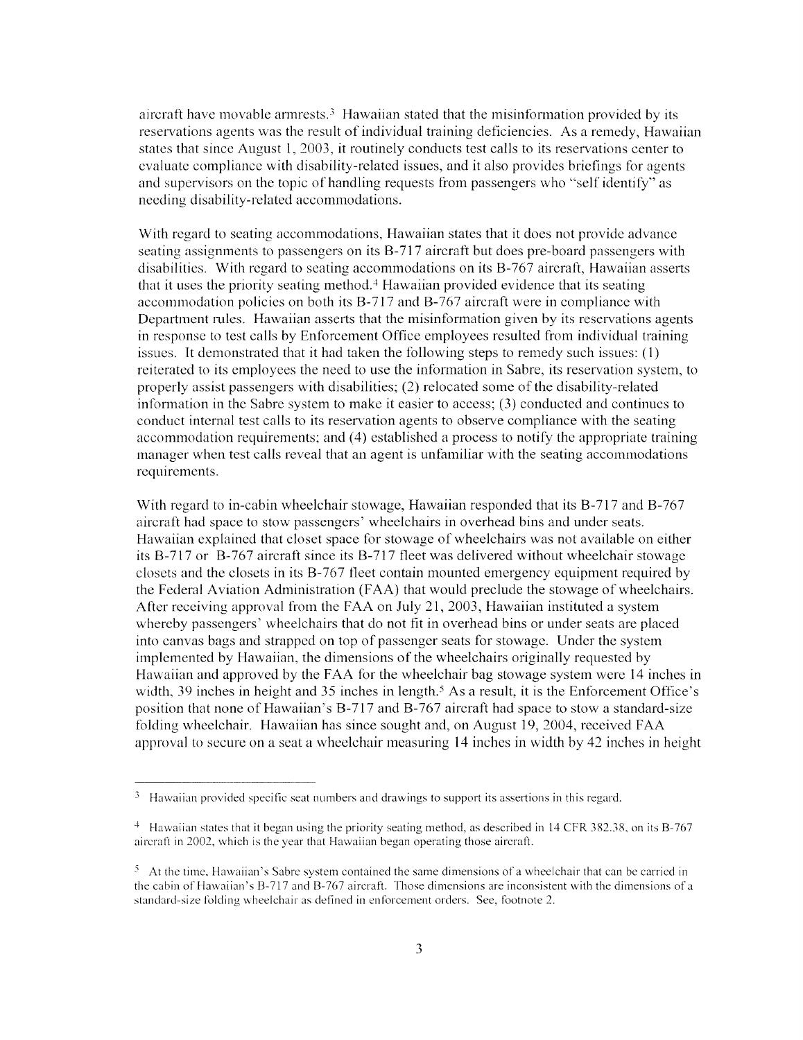aircraft have movable armrests.[3] Hawaiian stated that the misinformation provided by its reservations agents was the result of individual training deficiencies. As a remedy, Hawaiian states that since August 1, 2003, it routinely conducts test calls to its reservations center to evaluate compliance with disability-related issues, and it also provides briefings for agents and supervisors on the topic of handling requests from passengers who "self identify" as needing disability-related accommodations.

With regard to seating accommodations, Hawaiian states that it does not provide advance seating assignments to passengers on its B-717 aircraft but does pre-board passengers with disabilities. With regard to seating accommodations on its B-767 aircraft, Hawaiian asserts that it uses the priority seating method.[4] Hawaiian provided evidence that its seating accommodation policies on both its B-717 and B-767 aircraft were in compliance with Department rules. Hawaiian asserts that the misinformation given by its reservations agents in response to test calls by Enforcement Office employees resulted from individual training issues. It demonstrated that it had taken the following steps to remedy such issues: (1) reiterated to its employees the need to use the information in Sabre, its reservation system, to properly assist passengers with disabilities; (2) relocated some of the disability-related information in the Sabre system to make it easier to access; (3) conducted and continues to conduct internal test calls to its reservation agents to observe compliance with the seating accommodation requirements; and (4) established a process to notify the appropriate training manager when test calls reveal that an agent is unfamiliar with the seating accommodations requirements.

With regard to in-cabin wheelchair stowage, Hawaiian responded that its B-717 and B-767 aircraft had space to stow passengers' wheelchairs in overhead bins and under seats. Hawaiian explained that closet space for stowage of wheelchairs was not available on either its B-717 or B-767 aircraft since its B-717 fleet was delivered without wheelchair stowage closets and the closets in its B-767 fleet contain mounted emergency equipment required by the Federal Aviation Administration (FAA) that would preclude the stowage of wheelchairs. After receiving approval from the FAA on July 21, 2003, Hawaiian instituted a system whereby passengers' wheelchairs that do not fit in overhead bins or under seats are placed into canvas bags and strapped on top of passenger seats for stowage. Under the system implemented by Hawaiian, the dimensions of the wheelchairs originally requested by Hawaiian and approved by the FAA for the wheelchair bag stowage system were 14 inches in width, 39 inches in height and 35 inches in length.[5] As a result, it is the Enforcement Office's position that none of Hawaiian's B-717 and B-767 aircraft had space to stow a standard-size folding wheelchair. Hawaiian has since sought and, on August 19, 2004, received FAA approval to secure on a seat a wheelchair measuring 14 inches in width by 42 inches in height

---

[3] Hawaiian provided specific seat numbers and drawings to support its assertions in this regard.

[4] Hawaiian states that it began using the priority seating method, as described in 14 CFR 382.38, on its B-767 aircraft in 2002, which is the year that Hawaiian began operating those aircraft.

[5] At the time, Hawaiian's Sabre system contained the same dimensions of a wheelchair that can be carried in the cabin of Hawaiian's B-717 and B-767 aircraft. Those dimensions are inconsistent with the dimensions of a standard-size folding wheelchair as defined in enforcement orders. See, footnote 2.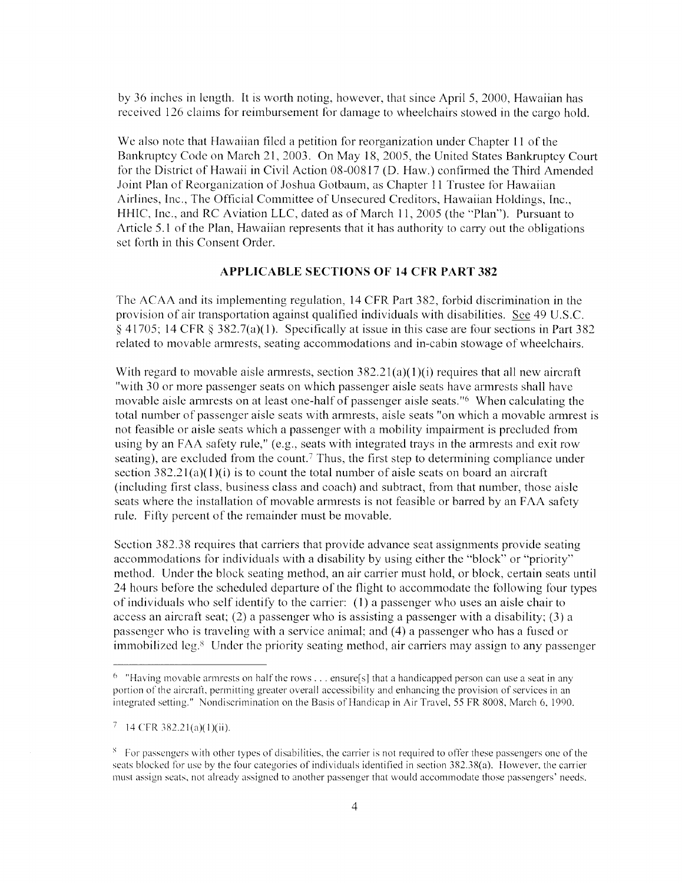by 36 inches in length. It is worth noting, however, that since April 5, 2000, Hawaiian has received 126 claims for reimbursement for damage to wheelchairs stowed in the cargo hold.

We also note that Hawaiian filed a petition for reorganization under Chapter 11 of the Bankruptcy Code on March 21, 2003. On May 18, 2005, the United States Bankruptcy Court for the District of Hawaii in Civil Action 08-00817 (D. Haw.) confirmed the Third Amended Joint Plan of Reorganization of Joshua Gotbaum, as Chapter 11 Trustee for Hawaiian Airlines, Inc., The Official Committee of Unsecured Creditors, Hawaiian Holdings, Inc., HHIC, Inc., and RC Aviation LLC, dated as of March 11, 2005 (the "Plan"). Pursuant to Article 5.1 of the Plan, Hawaiian represents that it has authority to carry out the obligations set forth in this Consent Order.

### APPLICABLE SECTIONS OF 14 CFR PART 382

The ACAA and its implementing regulation, 14 CFR Part 382, forbid discrimination in the provision of air transportation against qualified individuals with disabilities. See 49 U.S.C. § 41705; 14 CFR § 382.7(a)(1). Specifically at issue in this case are four sections in Part 382 related to movable armrests, seating accommodations and in-cabin stowage of wheelchairs.

With regard to movable aisle armrests, section 382.21(a)(1)(i) requires that all new aircraft "with 30 or more passenger seats on which passenger aisle seats have armrests shall have movable aisle armrests on at least one-half of passenger aisle seats."[6] When calculating the total number of passenger aisle seats with armrests, aisle seats "on which a movable armrest is not feasible or aisle seats which a passenger with a mobility impairment is precluded from using by an FAA safety rule," (e.g., seats with integrated trays in the armrests and exit row seating), are excluded from the count.[7] Thus, the first step to determining compliance under section 382.21(a)(1)(i) is to count the total number of aisle seats on board an aircraft (including first class, business class and coach) and subtract, from that number, those aisle seats where the installation of movable armrests is not feasible or barred by an FAA safety rule. Fifty percent of the remainder must be movable.

Section 382.38 requires that carriers that provide advance seat assignments provide seating accommodations for individuals with a disability by using either the "block" or "priority" method. Under the block seating method, an air carrier must hold, or block, certain seats until 24 hours before the scheduled departure of the flight to accommodate the following four types of individuals who self identify to the carrier: (1) a passenger who uses an aisle chair to access an aircraft seat; (2) a passenger who is assisting a passenger with a disability; (3) a passenger who is traveling with a service animal; and (4) a passenger who has a fused or immobilized leg.[8] Under the priority seating method, air carriers may assign to any passenger

---

[6] "Having movable armrests on half the rows . . . ensure[s] that a handicapped person can use a seat in any portion of the aircraft, permitting greater overall accessibility and enhancing the provision of services in an integrated setting." Nondiscrimination on the Basis of Handicap in Air Travel, 55 FR 8008, March 6, 1990.

[7] 14 CFR 382.21(a)(1)(ii).

[8] For passengers with other types of disabilities, the carrier is not required to offer these passengers one of the seats blocked for use by the four categories of individuals identified in section 382.38(a). However, the carrier must assign seats, not already assigned to another passenger that would accommodate those passengers' needs.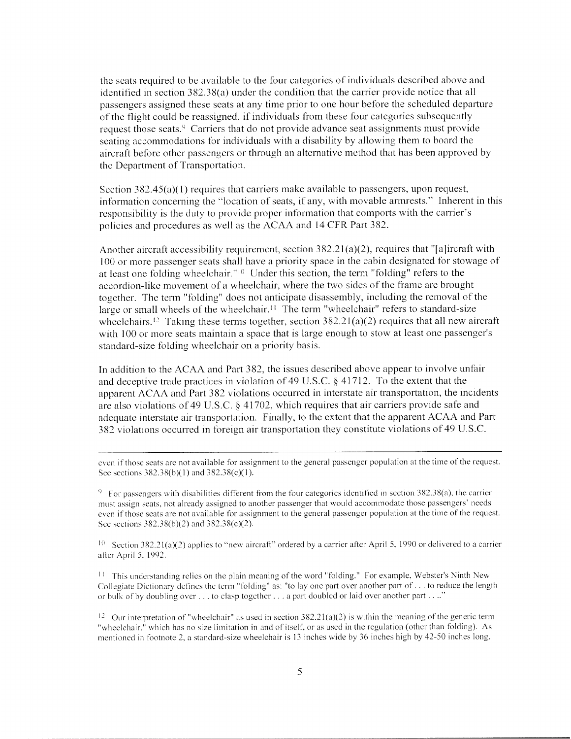the seats required to be available to the four categories of individuals described above and identified in section 382.38(a) under the condition that the carrier provide notice that all passengers assigned these seats at any time prior to one hour before the scheduled departure of the flight could be reassigned, if individuals from these four categories subsequently request those seats.[9] Carriers that do not provide advance seat assignments must provide seating accommodations for individuals with a disability by allowing them to board the aircraft before other passengers or through an alternative method that has been approved by the Department of Transportation.

Section 382.45(a)(1) requires that carriers make available to passengers, upon request, information concerning the "location of seats, if any, with movable armrests." Inherent in this responsibility is the duty to provide proper information that comports with the carrier's policies and procedures as well as the ACAA and 14 CFR Part 382.

Another aircraft accessibility requirement, section 382.21(a)(2), requires that "[a]ircraft with 100 or more passenger seats shall have a priority space in the cabin designated for stowage of at least one folding wheelchair."[10] Under this section, the term "folding" refers to the accordion-like movement of a wheelchair, where the two sides of the frame are brought together. The term "folding" does not anticipate disassembly, including the removal of the large or small wheels of the wheelchair.[11] The term "wheelchair" refers to standard-size wheelchairs.[12] Taking these terms together, section 382.21(a)(2) requires that all new aircraft with 100 or more seats maintain a space that is large enough to stow at least one passenger's standard-size folding wheelchair on a priority basis.

In addition to the ACAA and Part 382, the issues described above appear to involve unfair and deceptive trade practices in violation of 49 U.S.C. § 41712. To the extent that the apparent ACAA and Part 382 violations occurred in interstate air transportation, the incidents are also violations of 49 U.S.C. § 41702, which requires that air carriers provide safe and adequate interstate air transportation. Finally, to the extent that the apparent ACAA and Part 382 violations occurred in foreign air transportation they constitute violations of 49 U.S.C.

---

even if those seats are not available for assignment to the general passenger population at the time of the request. See sections 382.38(b)(1) and 382.38(c)(1).

[9] For passengers with disabilities different from the four categories identified in section 382.38(a), the carrier must assign seats, not already assigned to another passenger that would accommodate those passengers' needs even if those seats are not available for assignment to the general passenger population at the time of the request. See sections 382.38(b)(2) and 382.38(c)(2).

[10] Section 382.21(a)(2) applies to "new aircraft" ordered by a carrier after April 5, 1990 or delivered to a carrier after April 5, 1992.

[11] This understanding relies on the plain meaning of the word "folding." For example, Webster's Ninth New Collegiate Dictionary defines the term "folding" as: "to lay one part over another part of . . . to reduce the length or bulk of by doubling over . . . to clasp together . . . a part doubled or laid over another part . . .."

[12] Our interpretation of "wheelchair" as used in section 382.21(a)(2) is within the meaning of the generic term "wheelchair," which has no size limitation in and of itself, or as used in the regulation (other than folding). As mentioned in footnote 2, a standard-size wheelchair is 13 inches wide by 36 inches high by 42-50 inches long.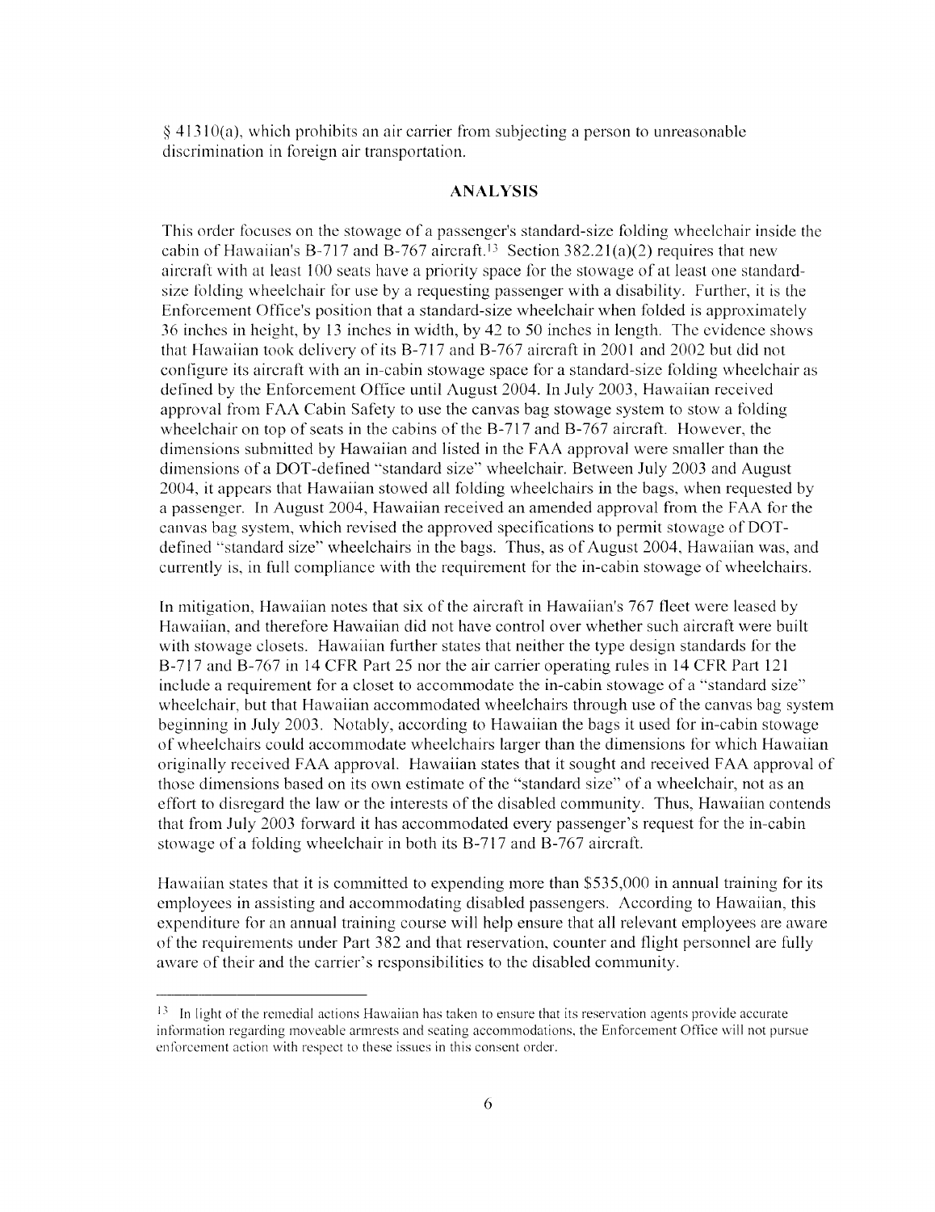§ 41310(a), which prohibits an air carrier from subjecting a person to unreasonable discrimination in foreign air transportation.

## ANALYSIS

This order focuses on the stowage of a passenger's standard-size folding wheelchair inside the cabin of Hawaiian's B-717 and B-767 aircraft.[13] Section 382.21(a)(2) requires that new aircraft with at least 100 seats have a priority space for the stowage of at least one standard-size folding wheelchair for use by a requesting passenger with a disability. Further, it is the Enforcement Office's position that a standard-size wheelchair when folded is approximately 36 inches in height, by 13 inches in width, by 42 to 50 inches in length. The evidence shows that Hawaiian took delivery of its B-717 and B-767 aircraft in 2001 and 2002 but did not configure its aircraft with an in-cabin stowage space for a standard-size folding wheelchair as defined by the Enforcement Office until August 2004. In July 2003, Hawaiian received approval from FAA Cabin Safety to use the canvas bag stowage system to stow a folding wheelchair on top of seats in the cabins of the B-717 and B-767 aircraft. However, the dimensions submitted by Hawaiian and listed in the FAA approval were smaller than the dimensions of a DOT-defined "standard size" wheelchair. Between July 2003 and August 2004, it appears that Hawaiian stowed all folding wheelchairs in the bags, when requested by a passenger. In August 2004, Hawaiian received an amended approval from the FAA for the canvas bag system, which revised the approved specifications to permit stowage of DOT-defined "standard size" wheelchairs in the bags. Thus, as of August 2004, Hawaiian was, and currently is, in full compliance with the requirement for the in-cabin stowage of wheelchairs.

In mitigation, Hawaiian notes that six of the aircraft in Hawaiian's 767 fleet were leased by Hawaiian, and therefore Hawaiian did not have control over whether such aircraft were built with stowage closets. Hawaiian further states that neither the type design standards for the B-717 and B-767 in 14 CFR Part 25 nor the air carrier operating rules in 14 CFR Part 121 include a requirement for a closet to accommodate the in-cabin stowage of a "standard size" wheelchair, but that Hawaiian accommodated wheelchairs through use of the canvas bag system beginning in July 2003. Notably, according to Hawaiian the bags it used for in-cabin stowage of wheelchairs could accommodate wheelchairs larger than the dimensions for which Hawaiian originally received FAA approval. Hawaiian states that it sought and received FAA approval of those dimensions based on its own estimate of the "standard size" of a wheelchair, not as an effort to disregard the law or the interests of the disabled community. Thus, Hawaiian contends that from July 2003 forward it has accommodated every passenger's request for the in-cabin stowage of a folding wheelchair in both its B-717 and B-767 aircraft.

Hawaiian states that it is committed to expending more than $535,000 in annual training for its employees in assisting and accommodating disabled passengers. According to Hawaiian, this expenditure for an annual training course will help ensure that all relevant employees are aware of the requirements under Part 382 and that reservation, counter and flight personnel are fully aware of their and the carrier's responsibilities to the disabled community.

---

[13] In light of the remedial actions Hawaiian has taken to ensure that its reservation agents provide accurate information regarding moveable armrests and seating accommodations, the Enforcement Office will not pursue enforcement action with respect to these issues in this consent order.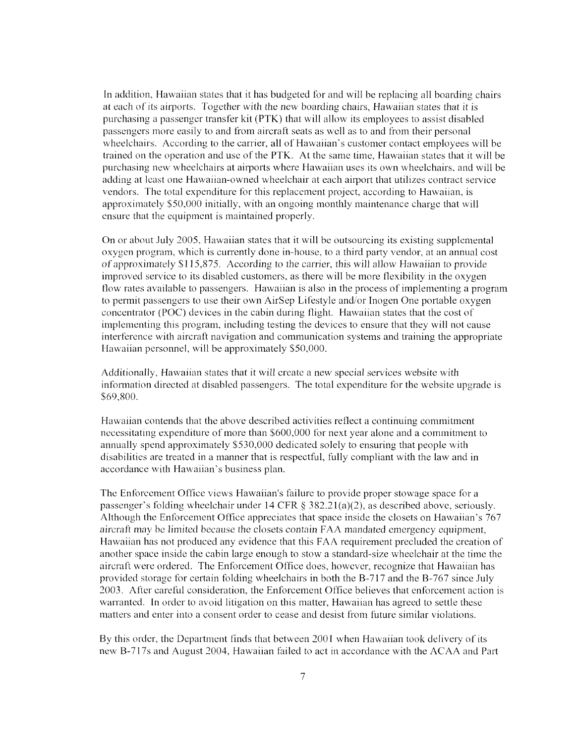In addition, Hawaiian states that it has budgeted for and will be replacing all boarding chairs at each of its airports. Together with the new boarding chairs, Hawaiian states that it is purchasing a passenger transfer kit (PTK) that will allow its employees to assist disabled passengers more easily to and from aircraft seats as well as to and from their personal wheelchairs. According to the carrier, all of Hawaiian's customer contact employees will be trained on the operation and use of the PTK. At the same time, Hawaiian states that it will be purchasing new wheelchairs at airports where Hawaiian uses its own wheelchairs, and will be adding at least one Hawaiian-owned wheelchair at each airport that utilizes contract service vendors. The total expenditure for this replacement project, according to Hawaiian, is approximately $50,000 initially, with an ongoing monthly maintenance charge that will ensure that the equipment is maintained properly.

On or about July 2005, Hawaiian states that it will be outsourcing its existing supplemental oxygen program, which is currently done in-house, to a third party vendor, at an annual cost of approximately $115,875. According to the carrier, this will allow Hawaiian to provide improved service to its disabled customers, as there will be more flexibility in the oxygen flow rates available to passengers. Hawaiian is also in the process of implementing a program to permit passengers to use their own AirSep Lifestyle and/or Inogen One portable oxygen concentrator (POC) devices in the cabin during flight. Hawaiian states that the cost of implementing this program, including testing the devices to ensure that they will not cause interference with aircraft navigation and communication systems and training the appropriate Hawaiian personnel, will be approximately $50,000.

Additionally, Hawaiian states that it will create a new special services website with information directed at disabled passengers. The total expenditure for the website upgrade is $69,800.

Hawaiian contends that the above described activities reflect a continuing commitment necessitating expenditure of more than $600,000 for next year alone and a commitment to annually spend approximately $530,000 dedicated solely to ensuring that people with disabilities are treated in a manner that is respectful, fully compliant with the law and in accordance with Hawaiian's business plan.

The Enforcement Office views Hawaiian's failure to provide proper stowage space for a passenger's folding wheelchair under 14 CFR § 382.21(a)(2), as described above, seriously. Although the Enforcement Office appreciates that space inside the closets on Hawaiian's 767 aircraft may be limited because the closets contain FAA mandated emergency equipment, Hawaiian has not produced any evidence that this FAA requirement precluded the creation of another space inside the cabin large enough to stow a standard-size wheelchair at the time the aircraft were ordered. The Enforcement Office does, however, recognize that Hawaiian has provided storage for certain folding wheelchairs in both the B-717 and the B-767 since July 2003. After careful consideration, the Enforcement Office believes that enforcement action is warranted. In order to avoid litigation on this matter, Hawaiian has agreed to settle these matters and enter into a consent order to cease and desist from future similar violations.

By this order, the Department finds that between 2001 when Hawaiian took delivery of its new B-717s and August 2004, Hawaiian failed to act in accordance with the ACAA and Part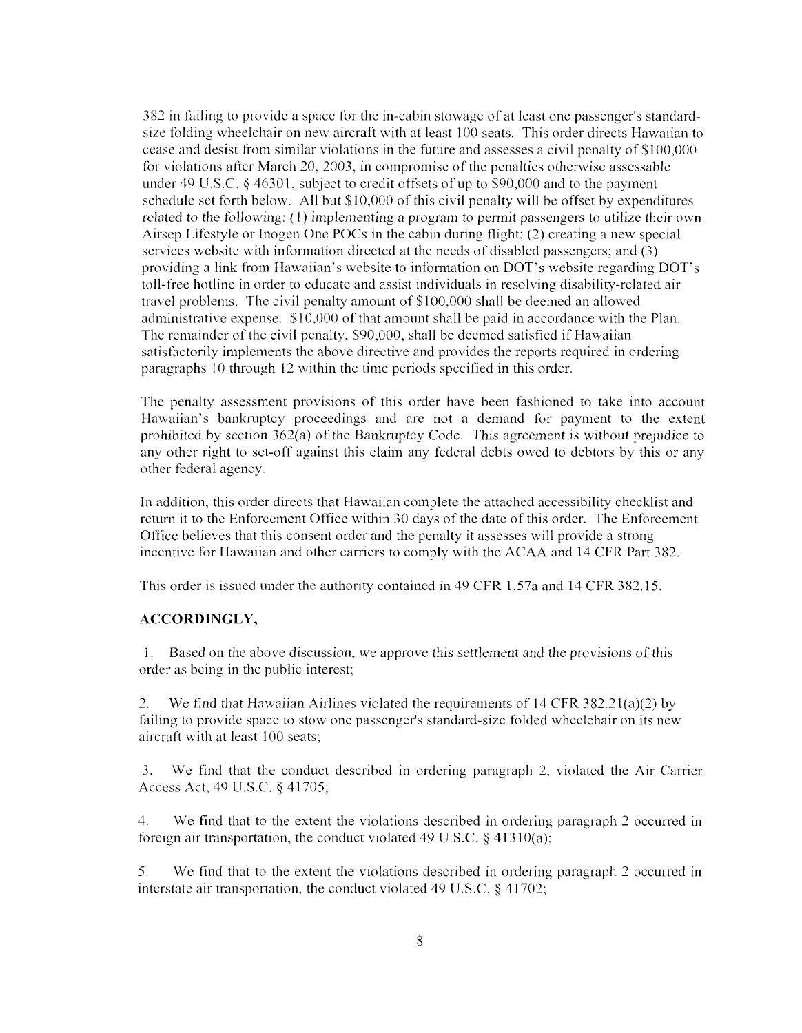382 in failing to provide a space for the in-cabin stowage of at least one passenger's standard-size folding wheelchair on new aircraft with at least 100 seats. This order directs Hawaiian to cease and desist from similar violations in the future and assesses a civil penalty of $100,000 for violations after March 20, 2003, in compromise of the penalties otherwise assessable under 49 U.S.C. § 46301, subject to credit offsets of up to $90,000 and to the payment schedule set forth below. All but $10,000 of this civil penalty will be offset by expenditures related to the following: (1) implementing a program to permit passengers to utilize their own Airsep Lifestyle or Inogen One POCs in the cabin during flight; (2) creating a new special services website with information directed at the needs of disabled passengers; and (3) providing a link from Hawaiian's website to information on DOT's website regarding DOT's toll-free hotline in order to educate and assist individuals in resolving disability-related air travel problems. The civil penalty amount of $100,000 shall be deemed an allowed administrative expense. $10,000 of that amount shall be paid in accordance with the Plan. The remainder of the civil penalty, $90,000, shall be deemed satisfied if Hawaiian satisfactorily implements the above directive and provides the reports required in ordering paragraphs 10 through 12 within the time periods specified in this order.

The penalty assessment provisions of this order have been fashioned to take into account Hawaiian's bankruptcy proceedings and are not a demand for payment to the extent prohibited by section 362(a) of the Bankruptcy Code. This agreement is without prejudice to any other right to set-off against this claim any federal debts owed to debtors by this or any other federal agency.

In addition, this order directs that Hawaiian complete the attached accessibility checklist and return it to the Enforcement Office within 30 days of the date of this order. The Enforcement Office believes that this consent order and the penalty it assesses will provide a strong incentive for Hawaiian and other carriers to comply with the ACAA and 14 CFR Part 382.

This order is issued under the authority contained in 49 CFR 1.57a and 14 CFR 382.15.

**ACCORDINGLY,**

1. Based on the above discussion, we approve this settlement and the provisions of this order as being in the public interest;

2. We find that Hawaiian Airlines violated the requirements of 14 CFR 382.21(a)(2) by failing to provide space to stow one passenger's standard-size folded wheelchair on its new aircraft with at least 100 seats;

3. We find that the conduct described in ordering paragraph 2, violated the Air Carrier Access Act, 49 U.S.C. § 41705;

4. We find that to the extent the violations described in ordering paragraph 2 occurred in foreign air transportation, the conduct violated 49 U.S.C. § 41310(a);

5. We find that to the extent the violations described in ordering paragraph 2 occurred in interstate air transportation, the conduct violated 49 U.S.C. § 41702;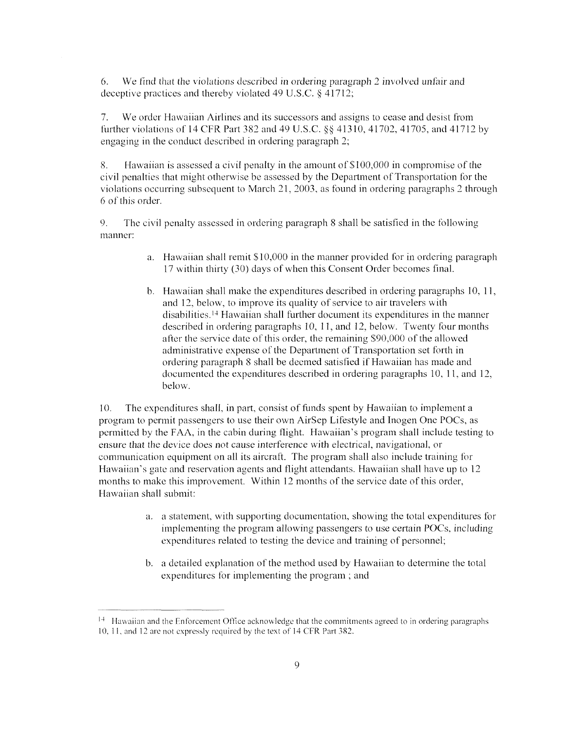6. We find that the violations described in ordering paragraph 2 involved unfair and deceptive practices and thereby violated 49 U.S.C. § 41712;

7. We order Hawaiian Airlines and its successors and assigns to cease and desist from further violations of 14 CFR Part 382 and 49 U.S.C. §§ 41310, 41702, 41705, and 41712 by engaging in the conduct described in ordering paragraph 2;

8. Hawaiian is assessed a civil penalty in the amount of $100,000 in compromise of the civil penalties that might otherwise be assessed by the Department of Transportation for the violations occurring subsequent to March 21, 2003, as found in ordering paragraphs 2 through 6 of this order.

9. The civil penalty assessed in ordering paragraph 8 shall be satisfied in the following manner:

   a. Hawaiian shall remit $10,000 in the manner provided for in ordering paragraph 17 within thirty (30) days of when this Consent Order becomes final.

   b. Hawaiian shall make the expenditures described in ordering paragraphs 10, 11, and 12, below, to improve its quality of service to air travelers with disabilities.[14] Hawaiian shall further document its expenditures in the manner described in ordering paragraphs 10, 11, and 12, below. Twenty four months after the service date of this order, the remaining $90,000 of the allowed administrative expense of the Department of Transportation set forth in ordering paragraph 8 shall be deemed satisfied if Hawaiian has made and documented the expenditures described in ordering paragraphs 10, 11, and 12, below.

10. The expenditures shall, in part, consist of funds spent by Hawaiian to implement a program to permit passengers to use their own AirSep Lifestyle and Inogen One POCs, as permitted by the FAA, in the cabin during flight. Hawaiian's program shall include testing to ensure that the device does not cause interference with electrical, navigational, or communication equipment on all its aircraft. The program shall also include training for Hawaiian's gate and reservation agents and flight attendants. Hawaiian shall have up to 12 months to make this improvement. Within 12 months of the service date of this order, Hawaiian shall submit:

   a. a statement, with supporting documentation, showing the total expenditures for implementing the program allowing passengers to use certain POCs, including expenditures related to testing the device and training of personnel;

   b. a detailed explanation of the method used by Hawaiian to determine the total expenditures for implementing the program ; and

---

[14] Hawaiian and the Enforcement Office acknowledge that the commitments agreed to in ordering paragraphs 10, 11, and 12 are not expressly required by the text of 14 CFR Part 382.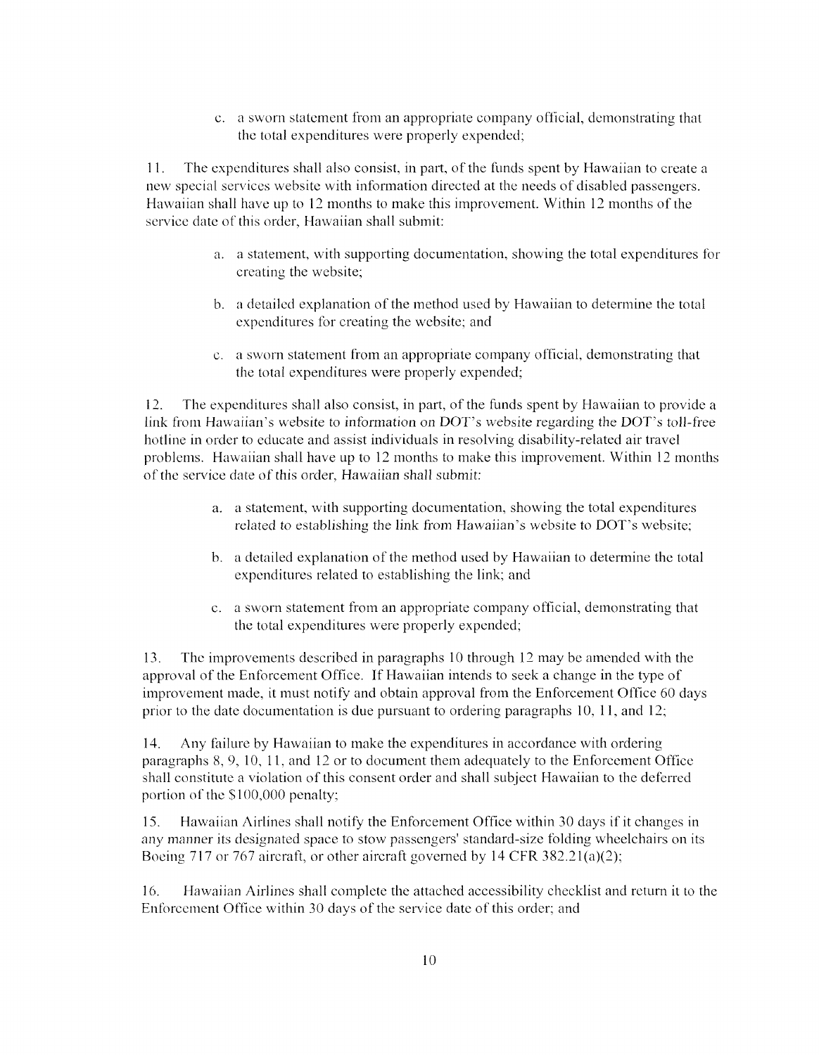c. a sworn statement from an appropriate company official, demonstrating that the total expenditures were properly expended;

11. The expenditures shall also consist, in part, of the funds spent by Hawaiian to create a new special services website with information directed at the needs of disabled passengers. Hawaiian shall have up to 12 months to make this improvement. Within 12 months of the service date of this order, Hawaiian shall submit:

a. a statement, with supporting documentation, showing the total expenditures for creating the website;

b. a detailed explanation of the method used by Hawaiian to determine the total expenditures for creating the website; and

c. a sworn statement from an appropriate company official, demonstrating that the total expenditures were properly expended;

12. The expenditures shall also consist, in part, of the funds spent by Hawaiian to provide a link from Hawaiian's website to information on DOT's website regarding the DOT's toll-free hotline in order to educate and assist individuals in resolving disability-related air travel problems. Hawaiian shall have up to 12 months to make this improvement. Within 12 months of the service date of this order, Hawaiian shall submit:

a. a statement, with supporting documentation, showing the total expenditures related to establishing the link from Hawaiian's website to DOT's website;

b. a detailed explanation of the method used by Hawaiian to determine the total expenditures related to establishing the link; and

c. a sworn statement from an appropriate company official, demonstrating that the total expenditures were properly expended;

13. The improvements described in paragraphs 10 through 12 may be amended with the approval of the Enforcement Office. If Hawaiian intends to seek a change in the type of improvement made, it must notify and obtain approval from the Enforcement Office 60 days prior to the date documentation is due pursuant to ordering paragraphs 10, 11, and 12;

14. Any failure by Hawaiian to make the expenditures in accordance with ordering paragraphs 8, 9, 10, 11, and 12 or to document them adequately to the Enforcement Office shall constitute a violation of this consent order and shall subject Hawaiian to the deferred portion of the $100,000 penalty;

15. Hawaiian Airlines shall notify the Enforcement Office within 30 days if it changes in any manner its designated space to stow passengers' standard-size folding wheelchairs on its Boeing 717 or 767 aircraft, or other aircraft governed by 14 CFR 382.21(a)(2);

16. Hawaiian Airlines shall complete the attached accessibility checklist and return it to the Enforcement Office within 30 days of the service date of this order; and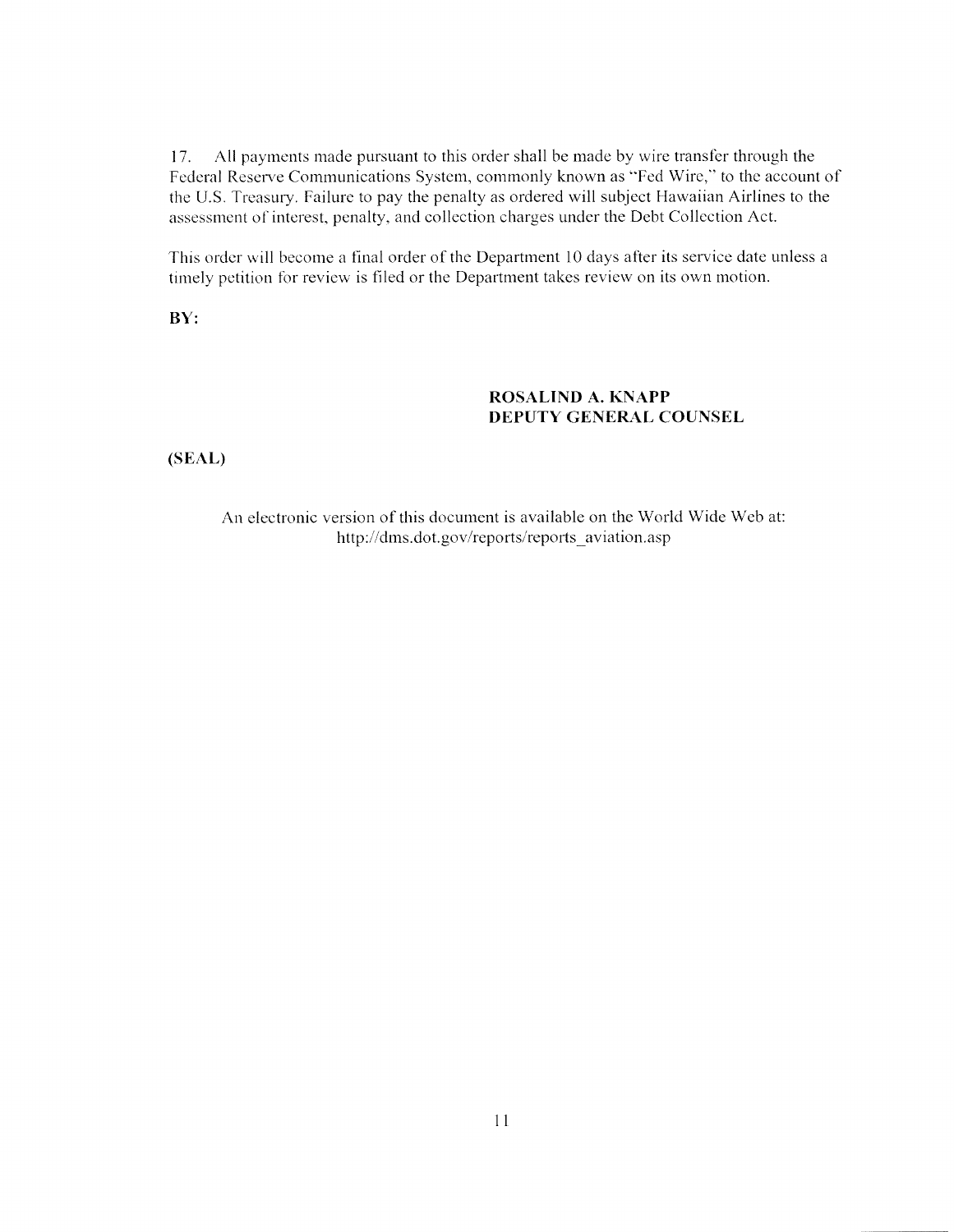17. All payments made pursuant to this order shall be made by wire transfer through the Federal Reserve Communications System, commonly known as "Fed Wire," to the account of the U.S. Treasury. Failure to pay the penalty as ordered will subject Hawaiian Airlines to the assessment of interest, penalty, and collection charges under the Debt Collection Act.

This order will become a final order of the Department 10 days after its service date unless a timely petition for review is filed or the Department takes review on its own motion.

**BY:**

**ROSALIND A. KNAPP**
**DEPUTY GENERAL COUNSEL**

**(SEAL)**

An electronic version of this document is available on the World Wide Web at:
http://dms.dot.gov/reports/reports_aviation.asp